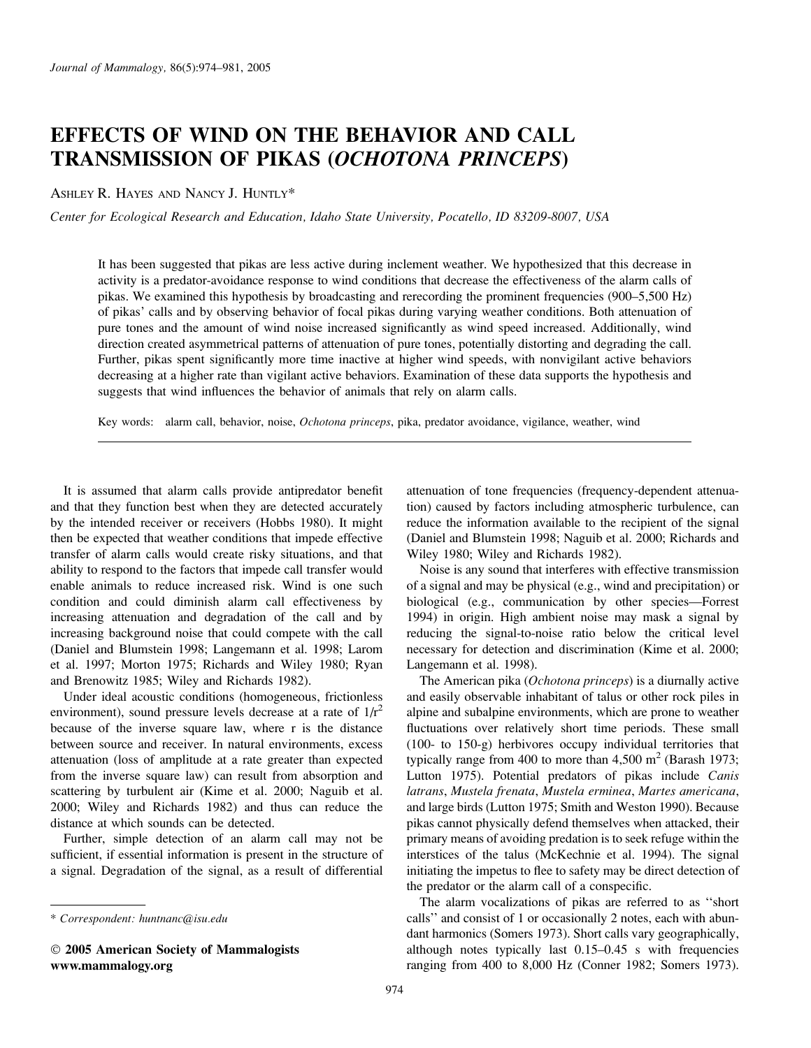# EFFECTS OF WIND ON THE BEHAVIOR AND CALL TRANSMISSION OF PIKAS (*OCHOTONA PRINCEPS*)

Ashley R. Hayes and Nancy J. Huntly*

*Center for Ecological Research and Education, Idaho State University, Pocatello, ID 83209-8007, USA*

It has been suggested that pikas are less active during inclement weather. We hypothesized that this decrease in activity is a predator-avoidance response to wind conditions that decrease the effectiveness of the alarm calls of pikas. We examined this hypothesis by broadcasting and rerecording the prominent frequencies (900–5,500 Hz) of pikas' calls and by observing behavior of focal pikas during varying weather conditions. Both attenuation of pure tones and the amount of wind noise increased significantly as wind speed increased. Additionally, wind direction created asymmetrical patterns of attenuation of pure tones, potentially distorting and degrading the call. Further, pikas spent significantly more time inactive at higher wind speeds, with nonvigilant active behaviors decreasing at a higher rate than vigilant active behaviors. Examination of these data supports the hypothesis and suggests that wind influences the behavior of animals that rely on alarm calls.

Key words: alarm call, behavior, noise, *Ochotona princeps*, pika, predator avoidance, vigilance, weather, wind

It is assumed that alarm calls provide antipredator benefit and that they function best when they are detected accurately by the intended receiver or receivers (Hobbs 1980). It might then be expected that weather conditions that impede effective transfer of alarm calls would create risky situations, and that ability to respond to the factors that impede call transfer would enable animals to reduce increased risk. Wind is one such condition and could diminish alarm call effectiveness by increasing attenuation and degradation of the call and by increasing background noise that could compete with the call (Daniel and Blumstein 1998; Langemann et al. 1998; Larom et al. 1997; Morton 1975; Richards and Wiley 1980; Ryan and Brenowitz 1985; Wiley and Richards 1982).

Under ideal acoustic conditions (homogeneous, frictionless environment), sound pressure levels decrease at a rate of $1/r^2$ because of the inverse square law, where r is the distance between source and receiver. In natural environments, excess attenuation (loss of amplitude at a rate greater than expected from the inverse square law) can result from absorption and scattering by turbulent air (Kime et al. 2000; Naguib et al. 2000; Wiley and Richards 1982) and thus can reduce the distance at which sounds can be detected.

Further, simple detection of an alarm call may not be sufficient, if essential information is present in the structure of a signal. Degradation of the signal, as a result of differential attenuation of tone frequencies (frequency-dependent attenuation) caused by factors including atmospheric turbulence, can reduce the information available to the recipient of the signal (Daniel and Blumstein 1998; Naguib et al. 2000; Richards and Wiley 1980; Wiley and Richards 1982).

Noise is any sound that interferes with effective transmission of a signal and may be physical (e.g., wind and precipitation) or biological (e.g., communication by other species—Forrest 1994) in origin. High ambient noise may mask a signal by reducing the signal-to-noise ratio below the critical level necessary for detection and discrimination (Kime et al. 2000; Langemann et al. 1998).

The American pika (*Ochotona princeps*) is a diurnally active and easily observable inhabitant of talus or other rock piles in alpine and subalpine environments, which are prone to weather fluctuations over relatively short time periods. These small (100- to 150-g) herbivores occupy individual territories that typically range from 400 to more than 4,500 m$^2$ (Barash 1973; Lutton 1975). Potential predators of pikas include *Canis latrans*, *Mustela frenata*, *Mustela erminea*, *Martes americana*, and large birds (Lutton 1975; Smith and Weston 1990). Because pikas cannot physically defend themselves when attacked, their primary means of avoiding predation is to seek refuge within the interstices of the talus (McKechnie et al. 1994). The signal initiating the impetus to flee to safety may be direct detection of the predator or the alarm call of a conspecific.

The alarm vocalizations of pikas are referred to as "short calls" and consist of 1 or occasionally 2 notes, each with abundant harmonics (Somers 1973). Short calls vary geographically, although notes typically last 0.15–0.45 s with frequencies ranging from 400 to 8,000 Hz (Conner 1982; Somers 1973).

\* *Correspondent: huntnanc@isu.edu*

**© 2005 American Society of Mammalogists**
**www.mammalogy.org**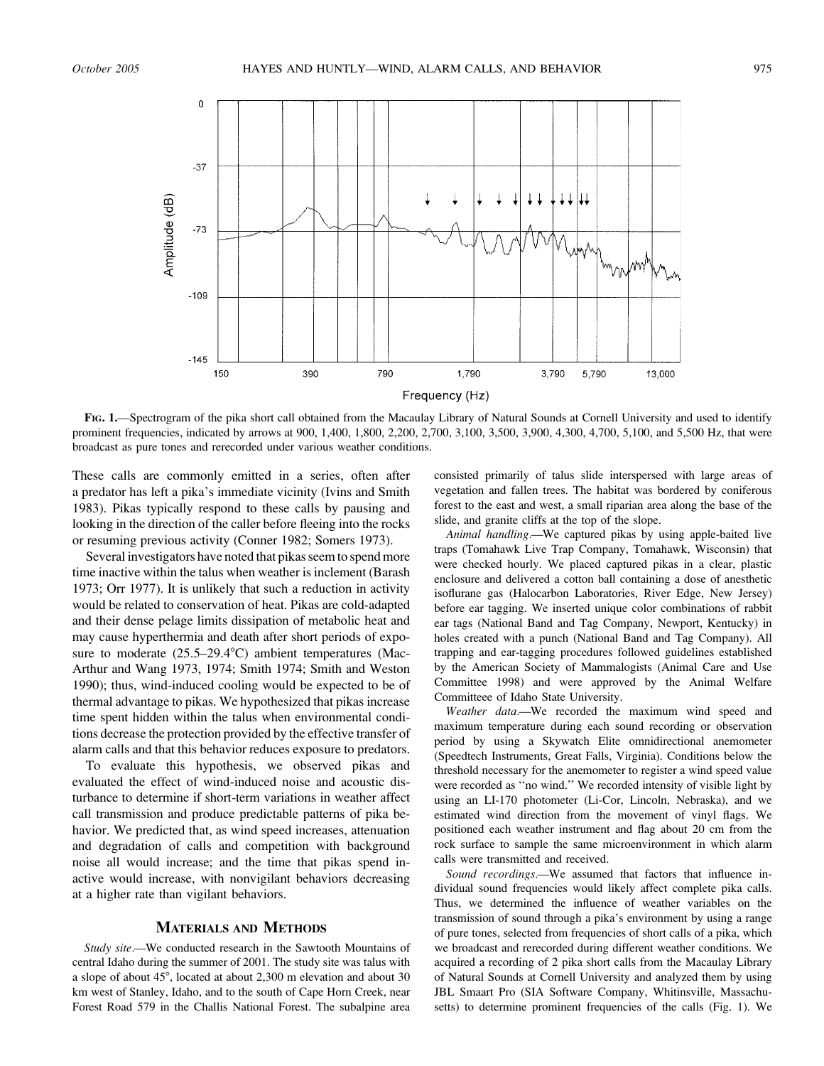0

-37

-73

-109

-145

Amplitude (dB)

150

390

790

1,790

3,790

5,790

13,000

Frequency (Hz)

**Fig. 1.**—Spectrogram of the pika short call obtained from the Macaulay Library of Natural Sounds at Cornell University and used to identify prominent frequencies, indicated by arrows at 900, 1,400, 1,800, 2,200, 2,700, 3,100, 3,500, 3,900, 4,300, 4,700, 5,100, and 5,500 Hz, that were broadcast as pure tones and rerecorded under various weather conditions.

These calls are commonly emitted in a series, often after a predator has left a pika's immediate vicinity (Ivins and Smith 1983). Pikas typically respond to these calls by pausing and looking in the direction of the caller before fleeing into the rocks or resuming previous activity (Conner 1982; Somers 1973).

Several investigators have noted that pikas seem to spend more time inactive within the talus when weather is inclement (Barash 1973; Orr 1977). It is unlikely that such a reduction in activity would be related to conservation of heat. Pikas are cold-adapted and their dense pelage limits dissipation of metabolic heat and may cause hyperthermia and death after short periods of exposure to moderate (25.5–29.4°C) ambient temperatures (MacArthur and Wang 1973, 1974; Smith 1974; Smith and Weston 1990); thus, wind-induced cooling would be expected to be of thermal advantage to pikas. We hypothesized that pikas increase time spent hidden within the talus when environmental conditions decrease the protection provided by the effective transfer of alarm calls and that this behavior reduces exposure to predators.

To evaluate this hypothesis, we observed pikas and evaluated the effect of wind-induced noise and acoustic disturbance to determine if short-term variations in weather affect call transmission and produce predictable patterns of pika behavior. We predicted that, as wind speed increases, attenuation and degradation of calls and competition with background noise all would increase; and the time that pikas spend inactive would increase, with nonvigilant behaviors decreasing at a higher rate than vigilant behaviors.

## Materials and Methods

*Study site*.—We conducted research in the Sawtooth Mountains of central Idaho during the summer of 2001. The study site was talus with a slope of about 45°, located at about 2,300 m elevation and about 30 km west of Stanley, Idaho, and to the south of Cape Horn Creek, near Forest Road 579 in the Challis National Forest. The subalpine area consisted primarily of talus slide interspersed with large areas of vegetation and fallen trees. The habitat was bordered by coniferous forest to the east and west, a small riparian area along the base of the slide, and granite cliffs at the top of the slope.

*Animal handling*.—We captured pikas by using apple-baited live traps (Tomahawk Live Trap Company, Tomahawk, Wisconsin) that were checked hourly. We placed captured pikas in a clear, plastic enclosure and delivered a cotton ball containing a dose of anesthetic isoflurane gas (Halocarbon Laboratories, River Edge, New Jersey) before ear tagging. We inserted unique color combinations of rabbit ear tags (National Band and Tag Company, Newport, Kentucky) in holes created with a punch (National Band and Tag Company). All trapping and ear-tagging procedures followed guidelines established by the American Society of Mammalogists (Animal Care and Use Committee 1998) and were approved by the Animal Welfare Committeee of Idaho State University.

*Weather data*.—We recorded the maximum wind speed and maximum temperature during each sound recording or observation period by using a Skywatch Elite omnidirectional anemometer (Speedtech Instruments, Great Falls, Virginia). Conditions below the threshold necessary for the anemometer to register a wind speed value were recorded as ''no wind.'' We recorded intensity of visible light by using an LI-170 photometer (Li-Cor, Lincoln, Nebraska), and we estimated wind direction from the movement of vinyl flags. We positioned each weather instrument and flag about 20 cm from the rock surface to sample the same microenvironment in which alarm calls were transmitted and received.

*Sound recordings*.—We assumed that factors that influence individual sound frequencies would likely affect complete pika calls. Thus, we determined the influence of weather variables on the transmission of sound through a pika's environment by using a range of pure tones, selected from frequencies of short calls of a pika, which we broadcast and rerecorded during different weather conditions. We acquired a recording of 2 pika short calls from the Macaulay Library of Natural Sounds at Cornell University and analyzed them by using JBL Smaart Pro (SIA Software Company, Whitinsville, Massachusetts) to determine prominent frequencies of the calls (Fig. 1). We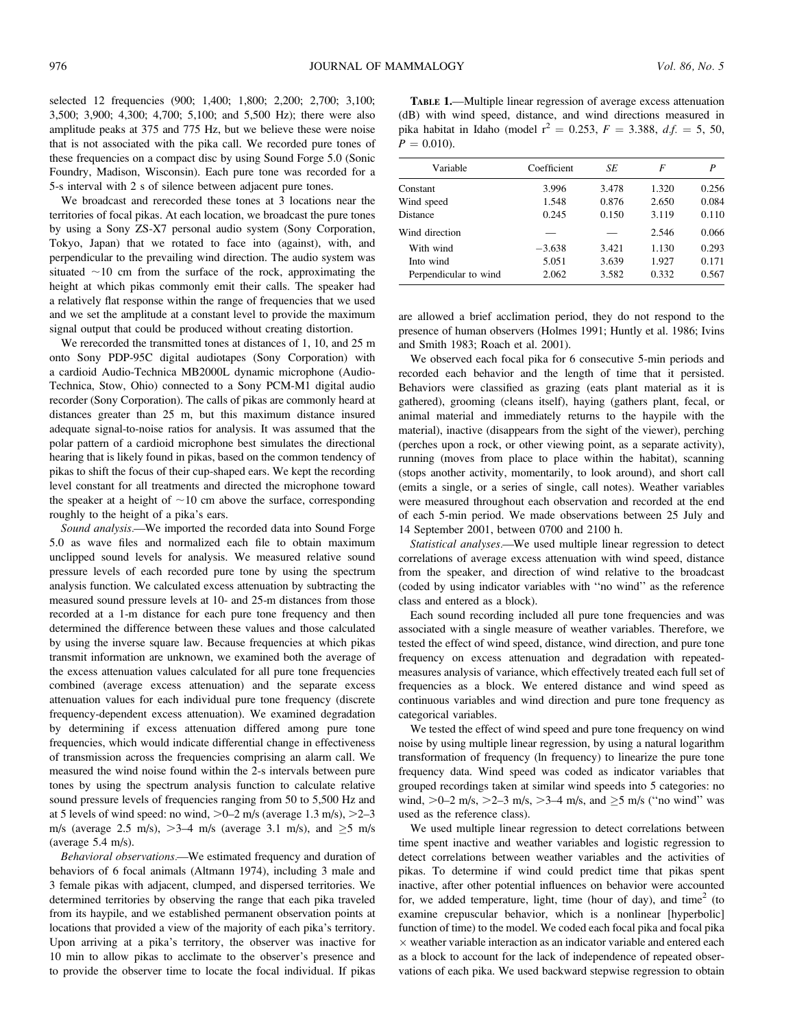selected 12 frequencies (900; 1,400; 1,800; 2,200; 2,700; 3,100; 3,500; 3,900; 4,300; 4,700; 5,100; and 5,500 Hz); there were also amplitude peaks at 375 and 775 Hz, but we believe these were noise that is not associated with the pika call. We recorded pure tones of these frequencies on a compact disc by using Sound Forge 5.0 (Sonic Foundry, Madison, Wisconsin). Each pure tone was recorded for a 5-s interval with 2 s of silence between adjacent pure tones.

We broadcast and rerecorded these tones at 3 locations near the territories of focal pikas. At each location, we broadcast the pure tones by using a Sony ZS-X7 personal audio system (Sony Corporation, Tokyo, Japan) that we rotated to face into (against), with, and perpendicular to the prevailing wind direction. The audio system was situated ~10 cm from the surface of the rock, approximating the height at which pikas commonly emit their calls. The speaker had a relatively flat response within the range of frequencies that we used and we set the amplitude at a constant level to provide the maximum signal output that could be produced without creating distortion.

We rerecorded the transmitted tones at distances of 1, 10, and 25 m onto Sony PDP-95C digital audiotapes (Sony Corporation) with a cardioid Audio-Technica MB2000L dynamic microphone (Audio-Technica, Stow, Ohio) connected to a Sony PCM-M1 digital audio recorder (Sony Corporation). The calls of pikas are commonly heard at distances greater than 25 m, but this maximum distance insured adequate signal-to-noise ratios for analysis. It was assumed that the polar pattern of a cardioid microphone best simulates the directional hearing that is likely found in pikas, based on the common tendency of pikas to shift the focus of their cup-shaped ears. We kept the recording level constant for all treatments and directed the microphone toward the speaker at a height of ~10 cm above the surface, corresponding roughly to the height of a pika's ears.

*Sound analysis*.—We imported the recorded data into Sound Forge 5.0 as wave files and normalized each file to obtain maximum unclipped sound levels for analysis. We measured relative sound pressure levels of each recorded pure tone by using the spectrum analysis function. We calculated excess attenuation by subtracting the measured sound pressure levels at 10- and 25-m distances from those recorded at a 1-m distance for each pure tone frequency and then determined the difference between these values and those calculated by using the inverse square law. Because frequencies at which pikas transmit information are unknown, we examined both the average of the excess attenuation values calculated for all pure tone frequencies combined (average excess attenuation) and the separate excess attenuation values for each individual pure tone frequency (discrete frequency-dependent excess attenuation). We examined degradation by determining if excess attenuation differed among pure tone frequencies, which would indicate differential change in effectiveness of transmission across the frequencies comprising an alarm call. We measured the wind noise found within the 2-s intervals between pure tones by using the spectrum analysis function to calculate relative sound pressure levels of frequencies ranging from 50 to 5,500 Hz and at 5 levels of wind speed: no wind, >0–2 m/s (average 1.3 m/s), >2–3 m/s (average 2.5 m/s), >3–4 m/s (average 3.1 m/s), and ≥5 m/s (average 5.4 m/s).

*Behavioral observations*.—We estimated frequency and duration of behaviors of 6 focal animals (Altmann 1974), including 3 male and 3 female pikas with adjacent, clumped, and dispersed territories. We determined territories by observing the range that each pika traveled from its haypile, and we established permanent observation points at locations that provided a view of the majority of each pika's territory. Upon arriving at a pika's territory, the observer was inactive for 10 min to allow pikas to acclimate to the observer's presence and to provide the observer time to locate the focal individual. If pikas are allowed a brief acclimation period, they do not respond to the presence of human observers (Holmes 1991; Huntly et al. 1986; Ivins and Smith 1983; Roach et al. 2001).

**TABLE 1.**—Multiple linear regression of average excess attenuation (dB) with wind speed, distance, and wind directions measured in pika habitat in Idaho (model $r^2 = 0.253$, $F = 3.388$, $d.f. = 5, 50$, $P = 0.010$).

| Variable | Coefficient | *SE* | *F* | *P* |
|---|---|---|---|---|
| Constant | 3.996 | 3.478 | 1.320 | 0.256 |
| Wind speed | 1.548 | 0.876 | 2.650 | 0.084 |
| Distance | 0.245 | 0.150 | 3.119 | 0.110 |
| Wind direction | — | — | 2.546 | 0.066 |
| With wind | −3.638 | 3.421 | 1.130 | 0.293 |
| Into wind | 5.051 | 3.639 | 1.927 | 0.171 |
| Perpendicular to wind | 2.062 | 3.582 | 0.332 | 0.567 |

We observed each focal pika for 6 consecutive 5-min periods and recorded each behavior and the length of time that it persisted. Behaviors were classified as grazing (eats plant material as it is gathered), grooming (cleans itself), haying (gathers plant, fecal, or animal material and immediately returns to the haypile with the material), inactive (disappears from the sight of the viewer), perching (perches upon a rock, or other viewing point, as a separate activity), running (moves from place to place within the habitat), scanning (stops another activity, momentarily, to look around), and short call (emits a single, or a series of single, call notes). Weather variables were measured throughout each observation and recorded at the end of each 5-min period. We made observations between 25 July and 14 September 2001, between 0700 and 2100 h.

*Statistical analyses*.—We used multiple linear regression to detect correlations of average excess attenuation with wind speed, distance from the speaker, and direction of wind relative to the broadcast (coded by using indicator variables with "no wind" as the reference class and entered as a block).

Each sound recording included all pure tone frequencies and was associated with a single measure of weather variables. Therefore, we tested the effect of wind speed, distance, wind direction, and pure tone frequency on excess attenuation and degradation with repeated-measures analysis of variance, which effectively treated each full set of frequencies as a block. We entered distance and wind speed as continuous variables and wind direction and pure tone frequency as categorical variables.

We tested the effect of wind speed and pure tone frequency on wind noise by using multiple linear regression, by using a natural logarithm transformation of frequency (ln frequency) to linearize the pure tone frequency data. Wind speed was coded as indicator variables that grouped recordings taken at similar wind speeds into 5 categories: no wind, >0–2 m/s, >2–3 m/s, >3–4 m/s, and ≥5 m/s ("no wind" was used as the reference class).

We used multiple linear regression to detect correlations between time spent inactive and weather variables and logistic regression to detect correlations between weather variables and the activities of pikas. To determine if wind could predict time that pikas spent inactive, after other potential influences on behavior were accounted for, we added temperature, light, time (hour of day), and time$^2$ (to examine crepuscular behavior, which is a nonlinear [hyperbolic] function of time) to the model. We coded each focal pika and focal pika × weather variable interaction as an indicator variable and entered each as a block to account for the lack of independence of repeated observations of each pika. We used backward stepwise regression to obtain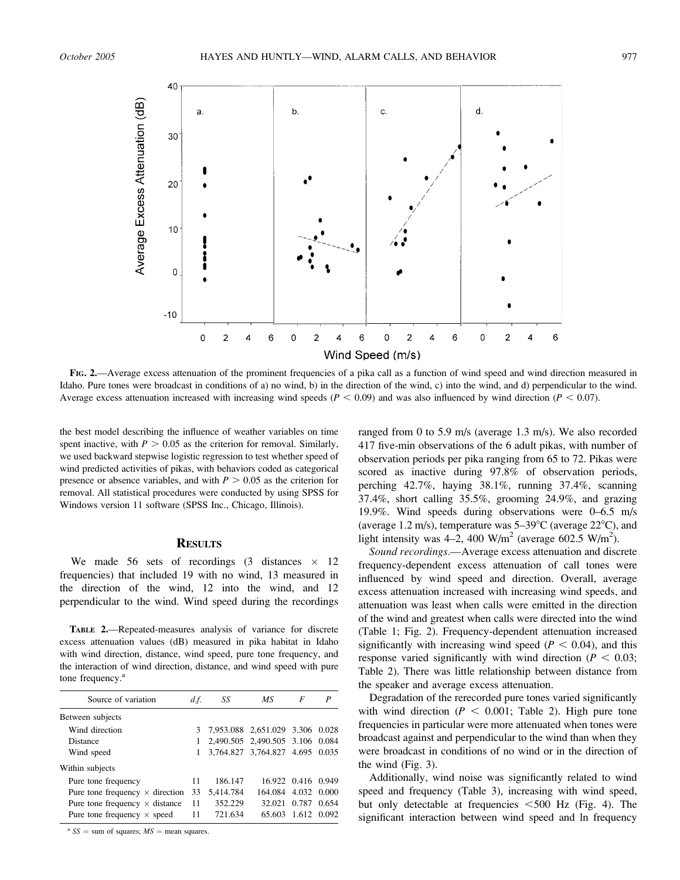**FIG. 2.**—Average excess attenuation of the prominent frequencies of a pika call as a function of wind speed and wind direction measured in Idaho. Pure tones were broadcast in conditions of a) no wind, b) in the direction of the wind, c) into the wind, and d) perpendicular to the wind. Average excess attenuation increased with increasing wind speeds ($P < 0.09$) and was also influenced by wind direction ($P < 0.07$).

the best model describing the influence of weather variables on time spent inactive, with $P > 0.05$ as the criterion for removal. Similarly, we used backward stepwise logistic regression to test whether speed of wind predicted activities of pikas, with behaviors coded as categorical presence or absence variables, and with $P > 0.05$ as the criterion for removal. All statistical procedures were conducted by using SPSS for Windows version 11 software (SPSS Inc., Chicago, Illinois).

## RESULTS

We made 56 sets of recordings (3 distances $\times$ 12 frequencies) that included 19 with no wind, 13 measured in the direction of the wind, 12 into the wind, and 12 perpendicular to the wind. Wind speed during the recordings ranged from 0 to 5.9 m/s (average 1.3 m/s). We also recorded 417 five-min observations of the 6 adult pikas, with number of observation periods per pika ranging from 65 to 72. Pikas were scored as inactive during 97.8% of observation periods, perching 42.7%, haying 38.1%, running 37.4%, scanning 37.4%, short calling 35.5%, grooming 24.9%, and grazing 19.9%. Wind speeds during observations were 0–6.5 m/s (average 1.2 m/s), temperature was 5–39°C (average 22°C), and light intensity was 4–2, 400 W/m$^2$ (average 602.5 W/m$^2$).

**TABLE 2.**—Repeated-measures analysis of variance for discrete excess attenuation values (dB) measured in pika habitat in Idaho with wind direction, distance, wind speed, pure tone frequency, and the interaction of wind direction, distance, and wind speed with pure tone frequency.[a]

| Source of variation | *d.f.* | *SS* | *MS* | *F* | *P* |
|---|---|---|---|---|---|
| Between subjects | | | | | |
| Wind direction | 3 | 7,953.088 | 2,651.029 | 3.306 | 0.028 |
| Distance | 1 | 2,490.505 | 2,490.505 | 3.106 | 0.084 |
| Wind speed | 1 | 3,764.827 | 3,764.827 | 4.695 | 0.035 |
| Within subjects | | | | | |
| Pure tone frequency | 11 | 186.147 | 16.922 | 0.416 | 0.949 |
| Pure tone frequency $\times$ direction | 33 | 5,414.784 | 164.084 | 4.032 | 0.000 |
| Pure tone frequency $\times$ distance | 11 | 352.229 | 32.021 | 0.787 | 0.654 |
| Pure tone frequency $\times$ speed | 11 | 721.634 | 65.603 | 1.612 | 0.092 |

[a] *SS* = sum of squares; *MS* = mean squares.

*Sound recordings.*—Average excess attenuation and discrete frequency-dependent excess attenuation of call tones were influenced by wind speed and direction. Overall, average excess attenuation increased with increasing wind speeds, and attenuation was least when calls were emitted in the direction of the wind and greatest when calls were directed into the wind (Table 1; Fig. 2). Frequency-dependent attenuation increased significantly with increasing wind speed ($P < 0.04$), and this response varied significantly with wind direction ($P < 0.03$; Table 2). There was little relationship between distance from the speaker and average excess attenuation.

Degradation of the rerecorded pure tones varied significantly with wind direction ($P < 0.001$; Table 2). High pure tone frequencies in particular were more attenuated when tones were broadcast against and perpendicular to the wind than when they were broadcast in conditions of no wind or in the direction of the wind (Fig. 3).

Additionally, wind noise was significantly related to wind speed and frequency (Table 3), increasing with wind speed, but only detectable at frequencies <500 Hz (Fig. 4). The significant interaction between wind speed and ln frequency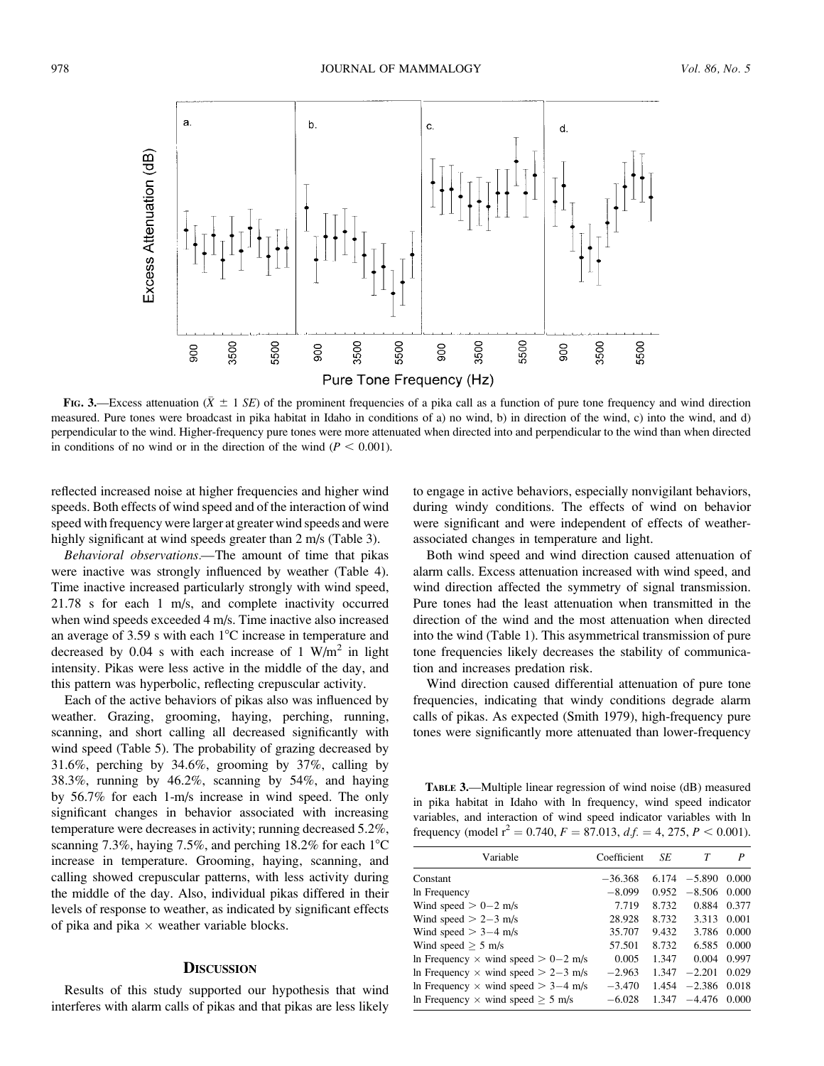Pure Tone Frequency (Hz)

**Fig. 3.**—Excess attenuation ($\bar{X} \pm 1$ $SE$) of the prominent frequencies of a pika call as a function of pure tone frequency and wind direction measured. Pure tones were broadcast in pika habitat in Idaho in conditions of a) no wind, b) in direction of the wind, c) into the wind, and d) perpendicular to the wind. Higher-frequency pure tones were more attenuated when directed into and perpendicular to the wind than when directed in conditions of no wind or in the direction of the wind ($P < 0.001$).

reflected increased noise at higher frequencies and higher wind speeds. Both effects of wind speed and of the interaction of wind speed with frequency were larger at greater wind speeds and were highly significant at wind speeds greater than 2 m/s (Table 3).

*Behavioral observations*.—The amount of time that pikas were inactive was strongly influenced by weather (Table 4). Time inactive increased particularly strongly with wind speed, 21.78 s for each 1 m/s, and complete inactivity occurred when wind speeds exceeded 4 m/s. Time inactive also increased an average of 3.59 s with each 1°C increase in temperature and decreased by 0.04 s with each increase of 1 $W/m^2$ in light intensity. Pikas were less active in the middle of the day, and this pattern was hyperbolic, reflecting crepuscular activity.

Each of the active behaviors of pikas also was influenced by weather. Grazing, grooming, haying, perching, running, scanning, and short calling all decreased significantly with wind speed (Table 5). The probability of grazing decreased by 31.6%, perching by 34.6%, grooming by 37%, calling by 38.3%, running by 46.2%, scanning by 54%, and haying by 56.7% for each 1-m/s increase in wind speed. The only significant changes in behavior associated with increasing temperature were decreases in activity; running decreased 5.2%, scanning 7.3%, haying 7.5%, and perching 18.2% for each 1°C increase in temperature. Grooming, haying, scanning, and calling showed crepuscular patterns, with less activity during the middle of the day. Also, individual pikas differed in their levels of response to weather, as indicated by significant effects of pika and pika × weather variable blocks.

## Discussion

Results of this study supported our hypothesis that wind interferes with alarm calls of pikas and that pikas are less likely to engage in active behaviors, especially nonvigilant behaviors, during windy conditions. The effects of wind on behavior were significant and were independent of effects of weather-associated changes in temperature and light.

Both wind speed and wind direction caused attenuation of alarm calls. Excess attenuation increased with wind speed, and wind direction affected the symmetry of signal transmission. Pure tones had the least attenuation when transmitted in the direction of the wind and the most attenuation when directed into the wind (Table 1). This asymmetrical transmission of pure tone frequencies likely decreases the stability of communication and increases predation risk.

Wind direction caused differential attenuation of pure tone frequencies, indicating that windy conditions degrade alarm calls of pikas. As expected (Smith 1979), high-frequency pure tones were significantly more attenuated than lower-frequency

**Table 3.**—Multiple linear regression of wind noise (dB) measured in pika habitat in Idaho with ln frequency, wind speed indicator variables, and interaction of wind speed indicator variables with ln frequency (model $r^2 = 0.740$, $F = 87.013$, $d.f. = 4, 275$, $P < 0.001$).

| Variable | Coefficient | *SE* | *T* | *P* |
|---|---|---|---|---|
| Constant | −36.368 | 6.174 | −5.890 | 0.000 |
| ln Frequency | −8.099 | 0.952 | −8.506 | 0.000 |
| Wind speed > 0−2 m/s | 7.719 | 8.732 | 0.884 | 0.377 |
| Wind speed > 2−3 m/s | 28.928 | 8.732 | 3.313 | 0.001 |
| Wind speed > 3−4 m/s | 35.707 | 9.432 | 3.786 | 0.000 |
| Wind speed ≥ 5 m/s | 57.501 | 8.732 | 6.585 | 0.000 |
| ln Frequency × wind speed > 0−2 m/s | 0.005 | 1.347 | 0.004 | 0.997 |
| ln Frequency × wind speed > 2−3 m/s | −2.963 | 1.347 | −2.201 | 0.029 |
| ln Frequency × wind speed > 3−4 m/s | −3.470 | 1.454 | −2.386 | 0.018 |
| ln Frequency × wind speed ≥ 5 m/s | −6.028 | 1.347 | −4.476 | 0.000 |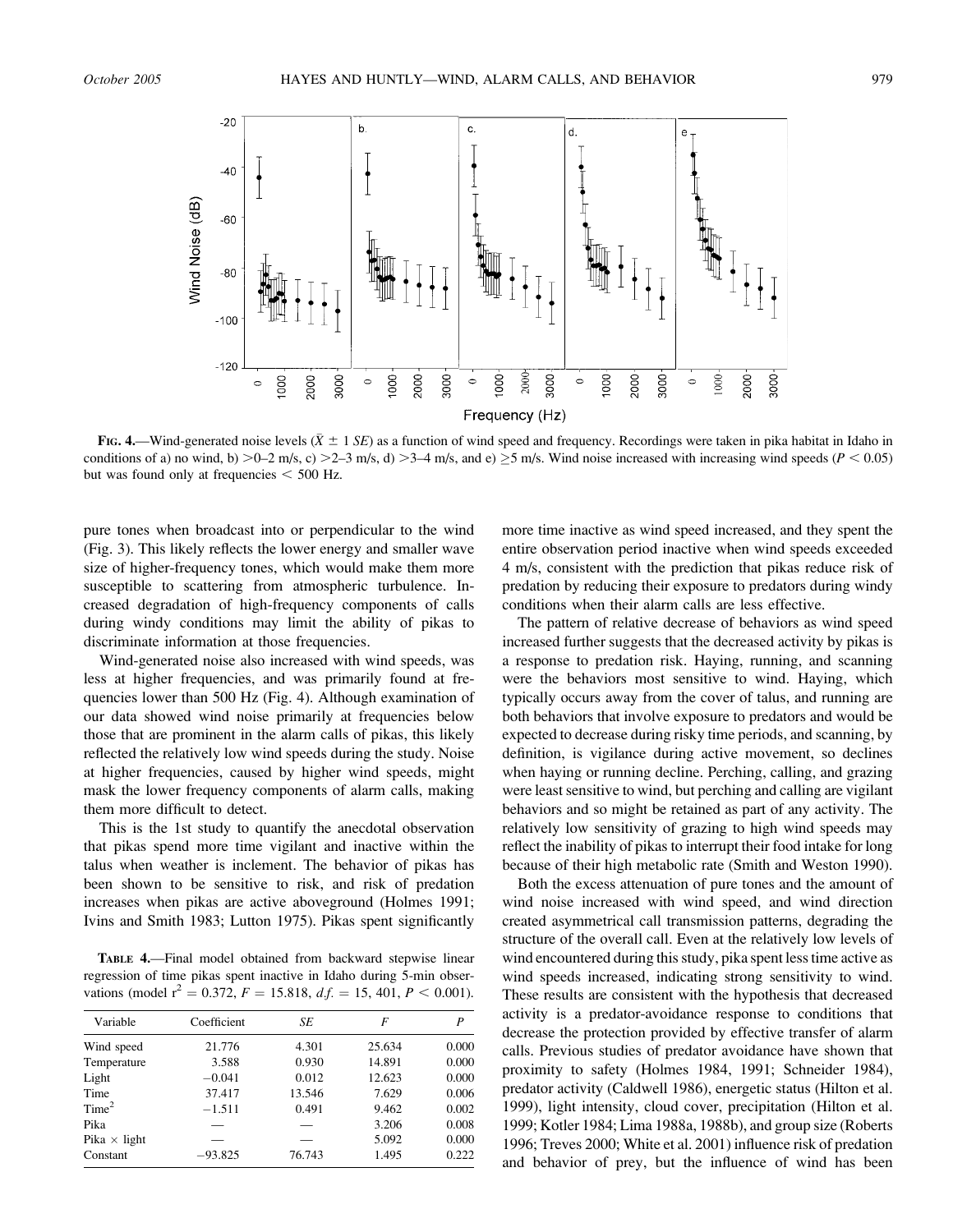**Fig. 4.**—Wind-generated noise levels ($\bar{X} \pm 1$ *SE*) as a function of wind speed and frequency. Recordings were taken in pika habitat in Idaho in conditions of a) no wind, b) >0–2 m/s, c) >2–3 m/s, d) >3–4 m/s, and e) ≥5 m/s. Wind noise increased with increasing wind speeds ($P < 0.05$) but was found only at frequencies < 500 Hz.

pure tones when broadcast into or perpendicular to the wind (Fig. 3). This likely reflects the lower energy and smaller wave size of higher-frequency tones, which would make them more susceptible to scattering from atmospheric turbulence. Increased degradation of high-frequency components of calls during windy conditions may limit the ability of pikas to discriminate information at those frequencies.

Wind-generated noise also increased with wind speeds, was less at higher frequencies, and was primarily found at frequencies lower than 500 Hz (Fig. 4). Although examination of our data showed wind noise primarily at frequencies below those that are prominent in the alarm calls of pikas, this likely reflected the relatively low wind speeds during the study. Noise at higher frequencies, caused by higher wind speeds, might mask the lower frequency components of alarm calls, making them more difficult to detect.

This is the 1st study to quantify the anecdotal observation that pikas spend more time vigilant and inactive within the talus when weather is inclement. The behavior of pikas has been shown to be sensitive to risk, and risk of predation increases when pikas are active aboveground (Holmes 1991; Ivins and Smith 1983; Lutton 1975). Pikas spent significantly more time inactive as wind speed increased, and they spent the entire observation period inactive when wind speeds exceeded 4 m/s, consistent with the prediction that pikas reduce risk of predation by reducing their exposure to predators during windy conditions when their alarm calls are less effective.

**Table 4.**—Final model obtained from backward stepwise linear regression of time pikas spent inactive in Idaho during 5-min observations (model $r^2 = 0.372$, $F = 15.818$, $d.f. = 15, 401$, $P < 0.001$).

| Variable | Coefficient | *SE* | *F* | *P* |
|---|---|---|---|---|
| Wind speed | 21.776 | 4.301 | 25.634 | 0.000 |
| Temperature | 3.588 | 0.930 | 14.891 | 0.000 |
| Light | −0.041 | 0.012 | 12.623 | 0.000 |
| Time | 37.417 | 13.546 | 7.629 | 0.006 |
| Time$^2$ | −1.511 | 0.491 | 9.462 | 0.002 |
| Pika | — | — | 3.206 | 0.008 |
| Pika × light | — | — | 5.092 | 0.000 |
| Constant | −93.825 | 76.743 | 1.495 | 0.222 |

The pattern of relative decrease of behaviors as wind speed increased further suggests that the decreased activity by pikas is a response to predation risk. Haying, running, and scanning were the behaviors most sensitive to wind. Haying, which typically occurs away from the cover of talus, and running are both behaviors that involve exposure to predators and would be expected to decrease during risky time periods, and scanning, by definition, is vigilance during active movement, so declines when haying or running decline. Perching, calling, and grazing were least sensitive to wind, but perching and calling are vigilant behaviors and so might be retained as part of any activity. The relatively low sensitivity of grazing to high wind speeds may reflect the inability of pikas to interrupt their food intake for long because of their high metabolic rate (Smith and Weston 1990).

Both the excess attenuation of pure tones and the amount of wind noise increased with wind speed, and wind direction created asymmetrical call transmission patterns, degrading the structure of the overall call. Even at the relatively low levels of wind encountered during this study, pika spent less time active as wind speeds increased, indicating strong sensitivity to wind. These results are consistent with the hypothesis that decreased activity is a predator-avoidance response to conditions that decrease the protection provided by effective transfer of alarm calls. Previous studies of predator avoidance have shown that proximity to safety (Holmes 1984, 1991; Schneider 1984), predator activity (Caldwell 1986), energetic status (Hilton et al. 1999), light intensity, cloud cover, precipitation (Hilton et al. 1999; Kotler 1984; Lima 1988a, 1988b), and group size (Roberts 1996; Treves 2000; White et al. 2001) influence risk of predation and behavior of prey, but the influence of wind has been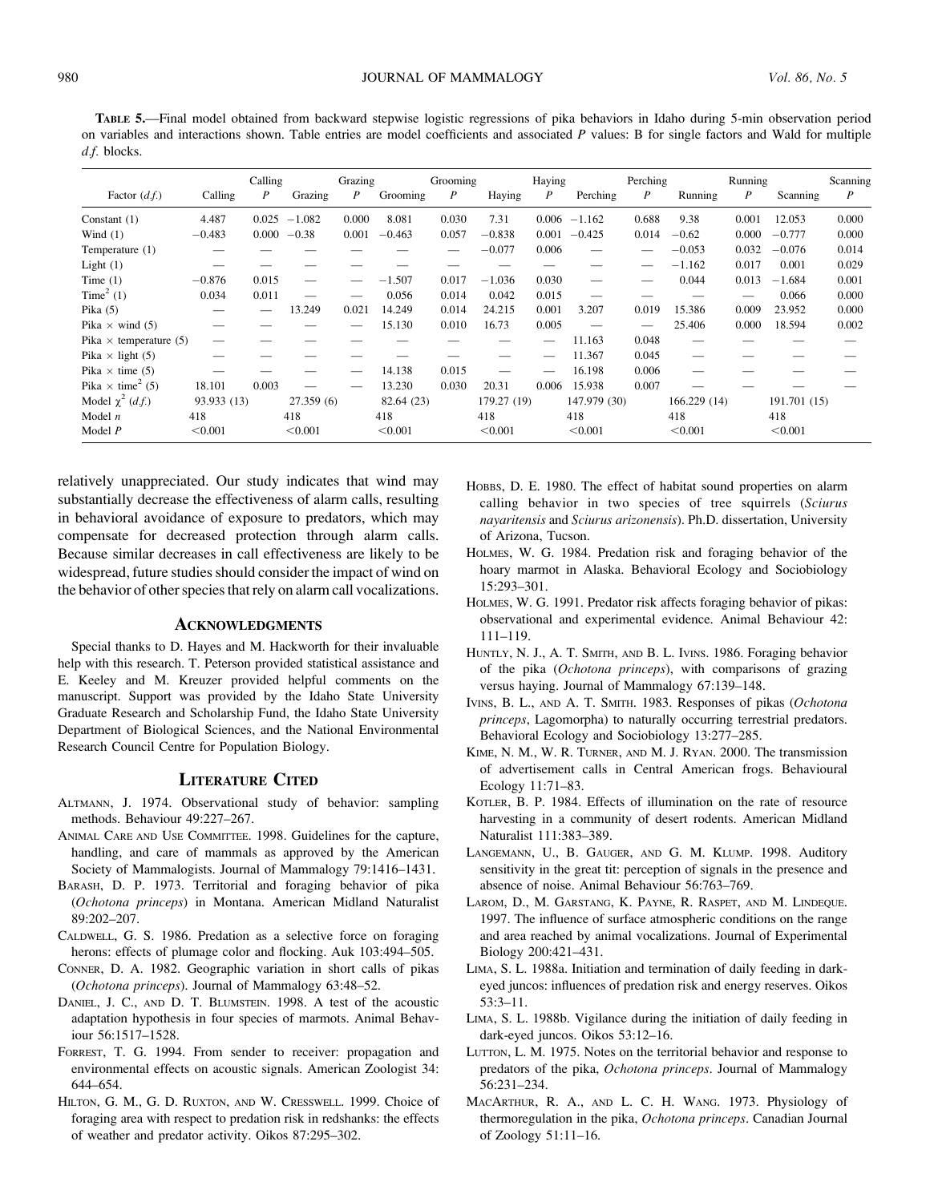**Table 5.**—Final model obtained from backward stepwise logistic regressions of pika behaviors in Idaho during 5-min observation period on variables and interactions shown. Table entries are model coefficients and associated *P* values: B for single factors and Wald for multiple *d.f.* blocks.

| Factor (*d.f.*) | Calling | Calling *P* | Grazing | Grazing *P* | Grooming | Grooming *P* | Haying | Haying *P* | Perching | Perching *P* | Running | Running *P* | Scanning | Scanning *P* |
|---|---|---|---|---|---|---|---|---|---|---|---|---|---|---|
| Constant (1) | 4.487 | 0.025 | −1.082 | 0.000 | 8.081 | 0.030 | 7.31 | 0.006 | −1.162 | 0.688 | 9.38 | 0.001 | 12.053 | 0.000 |
| Wind (1) | −0.483 | 0.000 | −0.38 | 0.001 | −0.463 | 0.057 | −0.838 | 0.001 | −0.425 | 0.014 | −0.62 | 0.000 | −0.777 | 0.000 |
| Temperature (1) | — | — | — | — | — | — | −0.077 | 0.006 | — | — | −0.053 | 0.032 | −0.076 | 0.014 |
| Light (1) | — | — | — | — | — | — | — | — | — | — | −1.162 | 0.017 | 0.001 | 0.029 |
| Time (1) | −0.876 | 0.015 | — | — | −1.507 | 0.017 | −1.036 | 0.030 | — | — | 0.044 | 0.013 | −1.684 | 0.001 |
| $\text{Time}^2$ (1) | 0.034 | 0.011 | — | — | 0.056 | 0.014 | 0.042 | 0.015 | — | — | — | — | 0.066 | 0.000 |
| Pika (5) | — | — | 13.249 | 0.021 | 14.249 | 0.014 | 24.215 | 0.001 | 3.207 | 0.019 | 15.386 | 0.009 | 23.952 | 0.000 |
| Pika × wind (5) | — | — | — | — | 15.130 | 0.010 | 16.73 | 0.005 | — | — | 25.406 | 0.000 | 18.594 | 0.002 |
| Pika × temperature (5) | — | — | — | — | — | — | — | — | 11.163 | 0.048 | — | — | — | — |
| Pika × light (5) | — | — | — | — | — | — | — | — | 11.367 | 0.045 | — | — | — | — |
| Pika × time (5) | — | — | — | — | 14.138 | 0.015 | — | — | 16.198 | 0.006 | — | — | — | — |
| Pika × $\text{time}^2$ (5) | 18.101 | 0.003 | — | — | 13.230 | 0.030 | 20.31 | 0.006 | 15.938 | 0.007 | — | — | — | — |
| Model $\chi^2$ (*d.f.*) | 93.933 (13) | | 27.359 (6) | | 82.64 (23) | | 179.27 (19) | | 147.979 (30) | | 166.229 (14) | | 191.701 (15) | |
| Model *n* | 418 | | 418 | | 418 | | 418 | | 418 | | 418 | | 418 | |
| Model *P* | <0.001 | | <0.001 | | <0.001 | | <0.001 | | <0.001 | | <0.001 | | <0.001 | |

relatively unappreciated. Our study indicates that wind may substantially decrease the effectiveness of alarm calls, resulting in behavioral avoidance of exposure to predators, which may compensate for decreased protection through alarm calls. Because similar decreases in call effectiveness are likely to be widespread, future studies should consider the impact of wind on the behavior of other species that rely on alarm call vocalizations.

## Acknowledgments

Special thanks to D. Hayes and M. Hackworth for their invaluable help with this research. T. Peterson provided statistical assistance and E. Keeley and M. Kreuzer provided helpful comments on the manuscript. Support was provided by the Idaho State University Graduate Research and Scholarship Fund, the Idaho State University Department of Biological Sciences, and the National Environmental Research Council Centre for Population Biology.

## Literature Cited

Altmann, J. 1974. Observational study of behavior: sampling methods. Behaviour 49:227–267.

Animal Care and Use Committee. 1998. Guidelines for the capture, handling, and care of mammals as approved by the American Society of Mammalogists. Journal of Mammalogy 79:1416–1431.

Barash, D. P. 1973. Territorial and foraging behavior of pika (*Ochotona princeps*) in Montana. American Midland Naturalist 89:202–207.

Caldwell, G. S. 1986. Predation as a selective force on foraging herons: effects of plumage color and flocking. Auk 103:494–505.

Conner, D. A. 1982. Geographic variation in short calls of pikas (*Ochotona princeps*). Journal of Mammalogy 63:48–52.

Daniel, J. C., and D. T. Blumstein. 1998. A test of the acoustic adaptation hypothesis in four species of marmots. Animal Behaviour 56:1517–1528.

Forrest, T. G. 1994. From sender to receiver: propagation and environmental effects on acoustic signals. American Zoologist 34: 644–654.

Hilton, G. M., G. D. Ruxton, and W. Cresswell. 1999. Choice of foraging area with respect to predation risk in redshanks: the effects of weather and predator activity. Oikos 87:295–302.

Hobbs, D. E. 1980. The effect of habitat sound properties on alarm calling behavior in two species of tree squirrels (*Sciurus nayaritensis* and *Sciurus arizonensis*). Ph.D. dissertation, University of Arizona, Tucson.

Holmes, W. G. 1984. Predation risk and foraging behavior of the hoary marmot in Alaska. Behavioral Ecology and Sociobiology 15:293–301.

Holmes, W. G. 1991. Predator risk affects foraging behavior of pikas: observational and experimental evidence. Animal Behaviour 42: 111–119.

Huntly, N. J., A. T. Smith, and B. L. Ivins. 1986. Foraging behavior of the pika (*Ochotona princeps*), with comparisons of grazing versus haying. Journal of Mammalogy 67:139–148.

Ivins, B. L., and A. T. Smith. 1983. Responses of pikas (*Ochotona princeps*, Lagomorpha) to naturally occurring terrestrial predators. Behavioral Ecology and Sociobiology 13:277–285.

Kime, N. M., W. R. Turner, and M. J. Ryan. 2000. The transmission of advertisement calls in Central American frogs. Behavioural Ecology 11:71–83.

Kotler, B. P. 1984. Effects of illumination on the rate of resource harvesting in a community of desert rodents. American Midland Naturalist 111:383–389.

Langemann, U., B. Gauger, and G. M. Klump. 1998. Auditory sensitivity in the great tit: perception of signals in the presence and absence of noise. Animal Behaviour 56:763–769.

Larom, D., M. Garstang, K. Payne, R. Raspet, and M. Lindeque. 1997. The influence of surface atmospheric conditions on the range and area reached by animal vocalizations. Journal of Experimental Biology 200:421–431.

Lima, S. L. 1988a. Initiation and termination of daily feeding in dark-eyed juncos: influences of predation risk and energy reserves. Oikos 53:3–11.

Lima, S. L. 1988b. Vigilance during the initiation of daily feeding in dark-eyed juncos. Oikos 53:12–16.

Lutton, L. M. 1975. Notes on the territorial behavior and response to predators of the pika, *Ochotona princeps*. Journal of Mammalogy 56:231–234.

MacArthur, R. A., and L. C. H. Wang. 1973. Physiology of thermoregulation in the pika, *Ochotona princeps*. Canadian Journal of Zoology 51:11–16.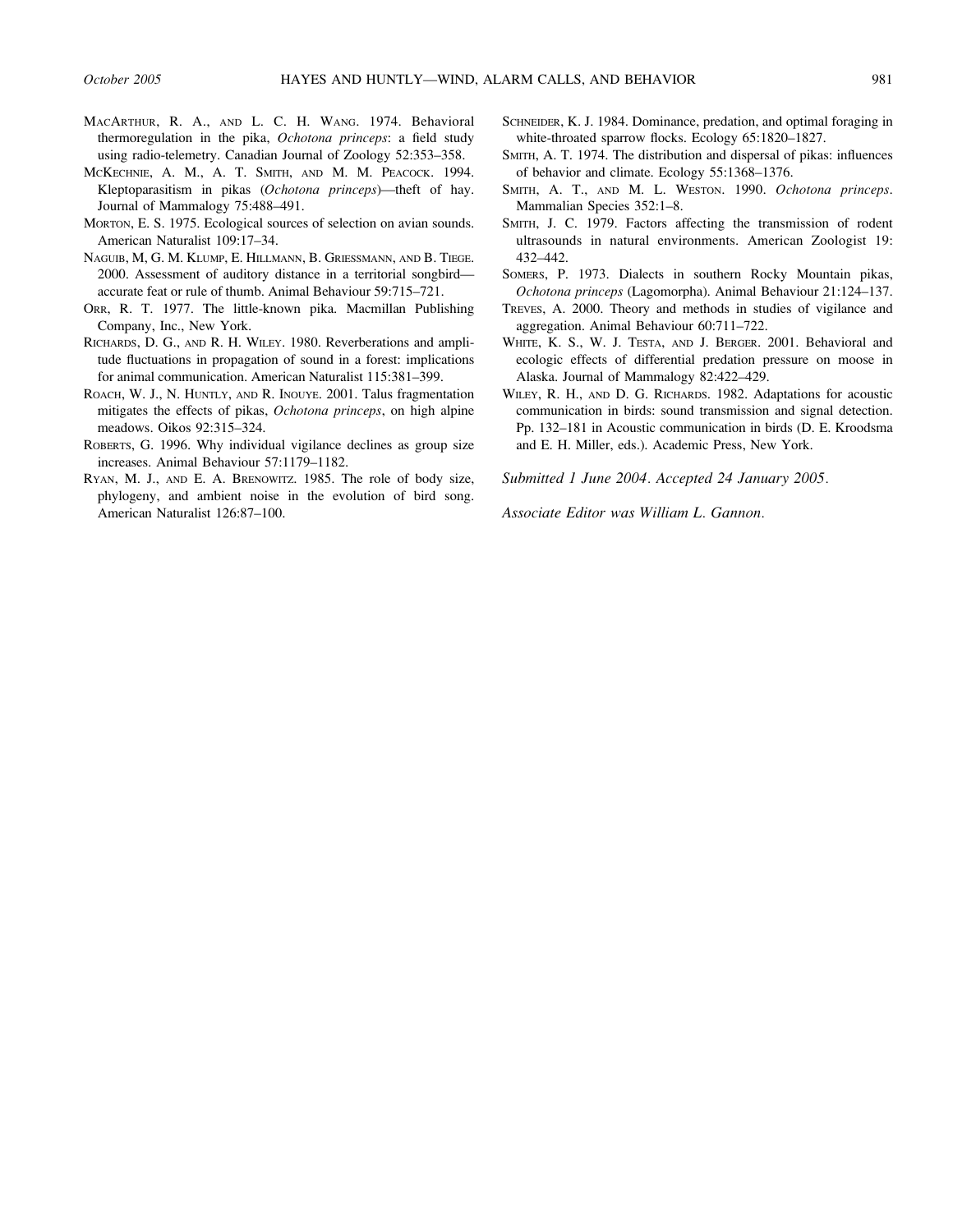MacArthur, R. A., and L. C. H. Wang. 1974. Behavioral thermoregulation in the pika, *Ochotona princeps*: a field study using radio-telemetry. Canadian Journal of Zoology 52:353–358.

McKechnie, A. M., A. T. Smith, and M. M. Peacock. 1994. Kleptoparasitism in pikas (*Ochotona princeps*)—theft of hay. Journal of Mammalogy 75:488–491.

Morton, E. S. 1975. Ecological sources of selection on avian sounds. American Naturalist 109:17–34.

Naguib, M, G. M. Klump, E. Hillmann, B. Griessmann, and B. Tiege. 2000. Assessment of auditory distance in a territorial songbird—accurate feat or rule of thumb. Animal Behaviour 59:715–721.

Orr, R. T. 1977. The little-known pika. Macmillan Publishing Company, Inc., New York.

Richards, D. G., and R. H. Wiley. 1980. Reverberations and amplitude fluctuations in propagation of sound in a forest: implications for animal communication. American Naturalist 115:381–399.

Roach, W. J., N. Huntly, and R. Inouye. 2001. Talus fragmentation mitigates the effects of pikas, *Ochotona princeps*, on high alpine meadows. Oikos 92:315–324.

Roberts, G. 1996. Why individual vigilance declines as group size increases. Animal Behaviour 57:1179–1182.

Ryan, M. J., and E. A. Brenowitz. 1985. The role of body size, phylogeny, and ambient noise in the evolution of bird song. American Naturalist 126:87–100.

Schneider, K. J. 1984. Dominance, predation, and optimal foraging in white-throated sparrow flocks. Ecology 65:1820–1827.

Smith, A. T. 1974. The distribution and dispersal of pikas: influences of behavior and climate. Ecology 55:1368–1376.

Smith, A. T., and M. L. Weston. 1990. *Ochotona princeps*. Mammalian Species 352:1–8.

Smith, J. C. 1979. Factors affecting the transmission of rodent ultrasounds in natural environments. American Zoologist 19: 432–442.

Somers, P. 1973. Dialects in southern Rocky Mountain pikas, *Ochotona princeps* (Lagomorpha). Animal Behaviour 21:124–137.

Treves, A. 2000. Theory and methods in studies of vigilance and aggregation. Animal Behaviour 60:711–722.

White, K. S., W. J. Testa, and J. Berger. 2001. Behavioral and ecologic effects of differential predation pressure on moose in Alaska. Journal of Mammalogy 82:422–429.

Wiley, R. H., and D. G. Richards. 1982. Adaptations for acoustic communication in birds: sound transmission and signal detection. Pp. 132–181 in Acoustic communication in birds (D. E. Kroodsma and E. H. Miller, eds.). Academic Press, New York.

*Submitted 1 June 2004. Accepted 24 January 2005.*

*Associate Editor was William L. Gannon.*